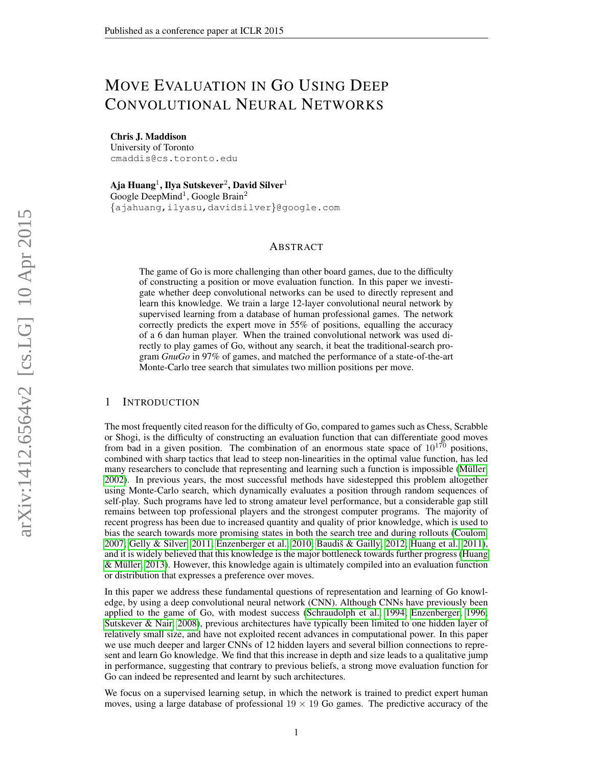# Move Evaluation in Go Using Deep Convolutional Neural Networks

**Chris J. Maddison**
University of Toronto
cmaddis@cs.toronto.edu

**Aja Huang**[1], **Ilya Sutskever**[2], **David Silver**[1]
Google DeepMind[1], Google Brain[2]
{ajahuang,ilyasu,davidsilver}@google.com

## Abstract

The game of Go is more challenging than other board games, due to the difficulty of constructing a position or move evaluation function. In this paper we investigate whether deep convolutional networks can be used to directly represent and learn this knowledge. We train a large 12-layer convolutional neural network by supervised learning from a database of human professional games. The network correctly predicts the expert move in 55% of positions, equalling the accuracy of a 6 dan human player. When the trained convolutional network was used directly to play games of Go, without any search, it beat the traditional-search program *GnuGo* in 97% of games, and matched the performance of a state-of-the-art Monte-Carlo tree search that simulates two million positions per move.

## 1 Introduction

The most frequently cited reason for the difficulty of Go, compared to games such as Chess, Scrabble or Shogi, is the difficulty of constructing an evaluation function that can differentiate good moves from bad in a given position. The combination of an enormous state space of $10^{170}$ positions, combined with sharp tactics that lead to steep non-linearities in the optimal value function, has led many researchers to conclude that representing and learning such a function is impossible (Müller, 2002). In previous years, the most successful methods have sidestepped this problem altogether using Monte-Carlo search, which dynamically evaluates a position through random sequences of self-play. Such programs have led to strong amateur level performance, but a considerable gap still remains between top professional players and the strongest computer programs. The majority of recent progress has been due to increased quantity and quality of prior knowledge, which is used to bias the search towards more promising states in both the search tree and during rollouts (Coulom, 2007; Gelly & Silver, 2011; Enzenberger et al., 2010; Baudiš & Gailly, 2012; Huang et al., 2011), and it is widely believed that this knowledge is the major bottleneck towards further progress (Huang & Müller, 2013). However, this knowledge again is ultimately compiled into an evaluation function or distribution that expresses a preference over moves.

In this paper we address these fundamental questions of representation and learning of Go knowledge, by using a deep convolutional neural network (CNN). Although CNNs have previously been applied to the game of Go, with modest success (Schraudolph et al., 1994; Enzenberger, 1996; Sutskever & Nair, 2008), previous architectures have typically been limited to one hidden layer of relatively small size, and have not exploited recent advances in computational power. In this paper we use much deeper and larger CNNs of 12 hidden layers and several billion connections to represent and learn Go knowledge. We find that this increase in depth and size leads to a qualitative jump in performance, suggesting that contrary to previous beliefs, a strong move evaluation function for Go can indeed be represented and learnt by such architectures.

We focus on a supervised learning setup, in which the network is trained to predict expert human moves, using a large database of professional $19 \times 19$ Go games. The predictive accuracy of the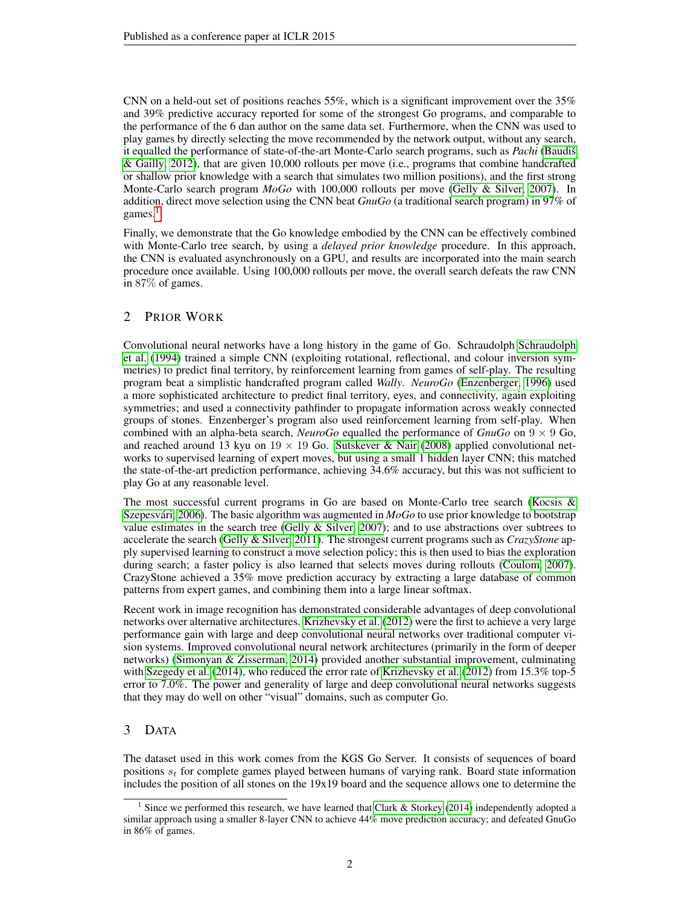CNN on a held-out set of positions reaches 55%, which is a significant improvement over the 35% and 39% predictive accuracy reported for some of the strongest Go programs, and comparable to the performance of the 6 dan author on the same data set. Furthermore, when the CNN was used to play games by directly selecting the move recommended by the network output, without any search, it equalled the performance of state-of-the-art Monte-Carlo search programs, such as *Pachi* (Baudiš & Gailly, 2012), that are given 10,000 rollouts per move (i.e., programs that combine handcrafted or shallow prior knowledge with a search that simulates two million positions), and the first strong Monte-Carlo search program *MoGo* with 100,000 rollouts per move (Gelly & Silver, 2007). In addition, direct move selection using the CNN beat *GnuGo* (a traditional search program) in 97% of games.[1]

Finally, we demonstrate that the Go knowledge embodied by the CNN can be effectively combined with Monte-Carlo tree search, by using a *delayed prior knowledge* procedure. In this approach, the CNN is evaluated asynchronously on a GPU, and results are incorporated into the main search procedure once available. Using 100,000 rollouts per move, the overall search defeats the raw CNN in 87% of games.

## 2 Prior Work

Convolutional neural networks have a long history in the game of Go. Schraudolph Schraudolph et al. (1994) trained a simple CNN (exploiting rotational, reflectional, and colour inversion symmetries) to predict final territory, by reinforcement learning from games of self-play. The resulting program beat a simplistic handcrafted program called *Wally*. *NeuroGo* (Enzenberger, 1996) used a more sophisticated architecture to predict final territory, eyes, and connectivity, again exploiting symmetries; and used a connectivity pathfinder to propagate information across weakly connected groups of stones. Enzenberger's program also used reinforcement learning from self-play. When combined with an alpha-beta search, *NeuroGo* equalled the performance of *GnuGo* on $9 \times 9$ Go, and reached around 13 kyu on $19 \times 19$ Go. Sutskever & Nair (2008) applied convolutional networks to supervised learning of expert moves, but using a small 1 hidden layer CNN; this matched the state-of-the-art prediction performance, achieving 34.6% accuracy, but this was not sufficient to play Go at any reasonable level.

The most successful current programs in Go are based on Monte-Carlo tree search (Kocsis & Szepesvári, 2006). The basic algorithm was augmented in *MoGo* to use prior knowledge to bootstrap value estimates in the search tree (Gelly & Silver, 2007); and to use abstractions over subtrees to accelerate the search (Gelly & Silver, 2011). The strongest current programs such as *CrazyStone* apply supervised learning to construct a move selection policy; this is then used to bias the exploration during search; a faster policy is also learned that selects moves during rollouts (Coulom, 2007). CrazyStone achieved a 35% move prediction accuracy by extracting a large database of common patterns from expert games, and combining them into a large linear softmax.

Recent work in image recognition has demonstrated considerable advantages of deep convolutional networks over alternative architectures. Krizhevsky et al. (2012) were the first to achieve a very large performance gain with large and deep convolutional neural networks over traditional computer vision systems. Improved convolutional neural network architectures (primarily in the form of deeper networks) (Simonyan & Zisserman, 2014) provided another substantial improvement, culminating with Szegedy et al. (2014), who reduced the error rate of Krizhevsky et al. (2012) from 15.3% top-5 error to 7.0%. The power and generality of large and deep convolutional neural networks suggests that they may do well on other "visual" domains, such as computer Go.

## 3 Data

The dataset used in this work comes from the KGS Go Server. It consists of sequences of board positions $s_t$ for complete games played between humans of varying rank. Board state information includes the position of all stones on the 19x19 board and the sequence allows one to determine the

[1] Since we performed this research, we have learned that Clark & Storkey (2014) independently adopted a similar approach using a smaller 8-layer CNN to achieve 44% move prediction accuracy; and defeated GnuGo in 86% of games.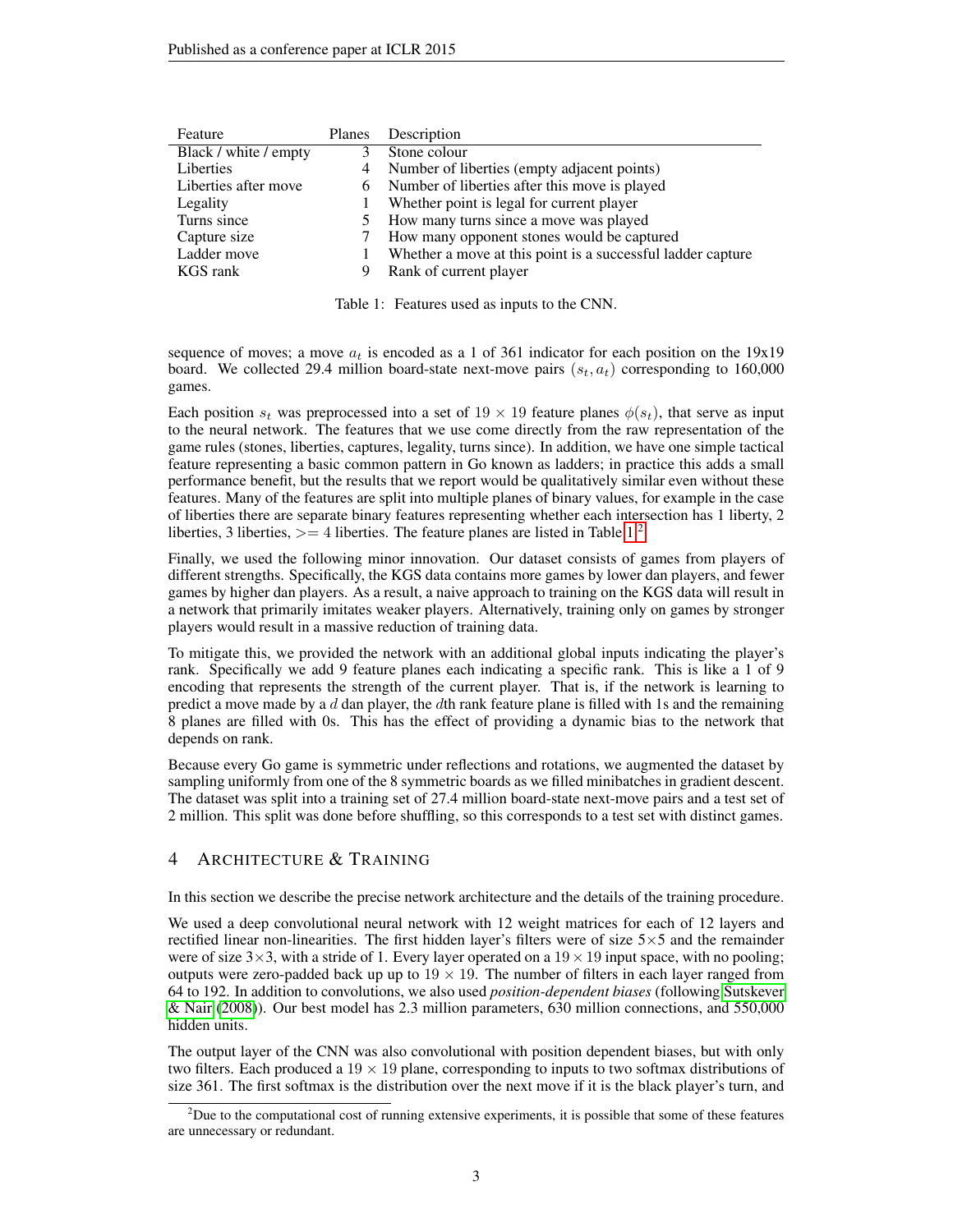| Feature | Planes | Description |
|---|---|---|
| Black / white / empty | 3 | Stone colour |
| Liberties | 4 | Number of liberties (empty adjacent points) |
| Liberties after move | 6 | Number of liberties after this move is played |
| Legality | 1 | Whether point is legal for current player |
| Turns since | 5 | How many turns since a move was played |
| Capture size | 7 | How many opponent stones would be captured |
| Ladder move | 1 | Whether a move at this point is a successful ladder capture |
| KGS rank | 9 | Rank of current player |

Table 1: Features used as inputs to the CNN.

sequence of moves; a move $a_t$ is encoded as a 1 of 361 indicator for each position on the 19x19 board. We collected 29.4 million board-state next-move pairs $(s_t, a_t)$ corresponding to 160,000 games.

Each position $s_t$ was preprocessed into a set of $19 \times 19$ feature planes $\phi(s_t)$, that serve as input to the neural network. The features that we use come directly from the raw representation of the game rules (stones, liberties, captures, legality, turns since). In addition, we have one simple tactical feature representing a basic common pattern in Go known as ladders; in practice this adds a small performance benefit, but the results that we report would be qualitatively similar even without these features. Many of the features are split into multiple planes of binary values, for example in the case of liberties there are separate binary features representing whether each intersection has 1 liberty, 2 liberties, 3 liberties, $>=$ 4 liberties. The feature planes are listed in Table 1.[2]

Finally, we used the following minor innovation. Our dataset consists of games from players of different strengths. Specifically, the KGS data contains more games by lower dan players, and fewer games by higher dan players. As a result, a naive approach to training on the KGS data will result in a network that primarily imitates weaker players. Alternatively, training only on games by stronger players would result in a massive reduction of training data.

To mitigate this, we provided the network with an additional global inputs indicating the player's rank. Specifically we add 9 feature planes each indicating a specific rank. This is like a 1 of 9 encoding that represents the strength of the current player. That is, if the network is learning to predict a move made by a $d$ dan player, the $d$th rank feature plane is filled with 1s and the remaining 8 planes are filled with 0s. This has the effect of providing a dynamic bias to the network that depends on rank.

Because every Go game is symmetric under reflections and rotations, we augmented the dataset by sampling uniformly from one of the 8 symmetric boards as we filled minibatches in gradient descent. The dataset was split into a training set of 27.4 million board-state next-move pairs and a test set of 2 million. This split was done before shuffling, so this corresponds to a test set with distinct games.

## 4 Architecture & Training

In this section we describe the precise network architecture and the details of the training procedure.

We used a deep convolutional neural network with 12 weight matrices for each of 12 layers and rectified linear non-linearities. The first hidden layer's filters were of size 5×5 and the remainder were of size 3×3, with a stride of 1. Every layer operated on a $19 \times 19$ input space, with no pooling; outputs were zero-padded back up up to $19 \times 19$. The number of filters in each layer ranged from 64 to 192. In addition to convolutions, we also used *position-dependent biases* (following Sutskever & Nair (2008)). Our best model has 2.3 million parameters, 630 million connections, and 550,000 hidden units.

The output layer of the CNN was also convolutional with position dependent biases, but with only two filters. Each produced a $19 \times 19$ plane, corresponding to inputs to two softmax distributions of size 361. The first softmax is the distribution over the next move if it is the black player's turn, and

[2] Due to the computational cost of running extensive experiments, it is possible that some of these features are unnecessary or redundant.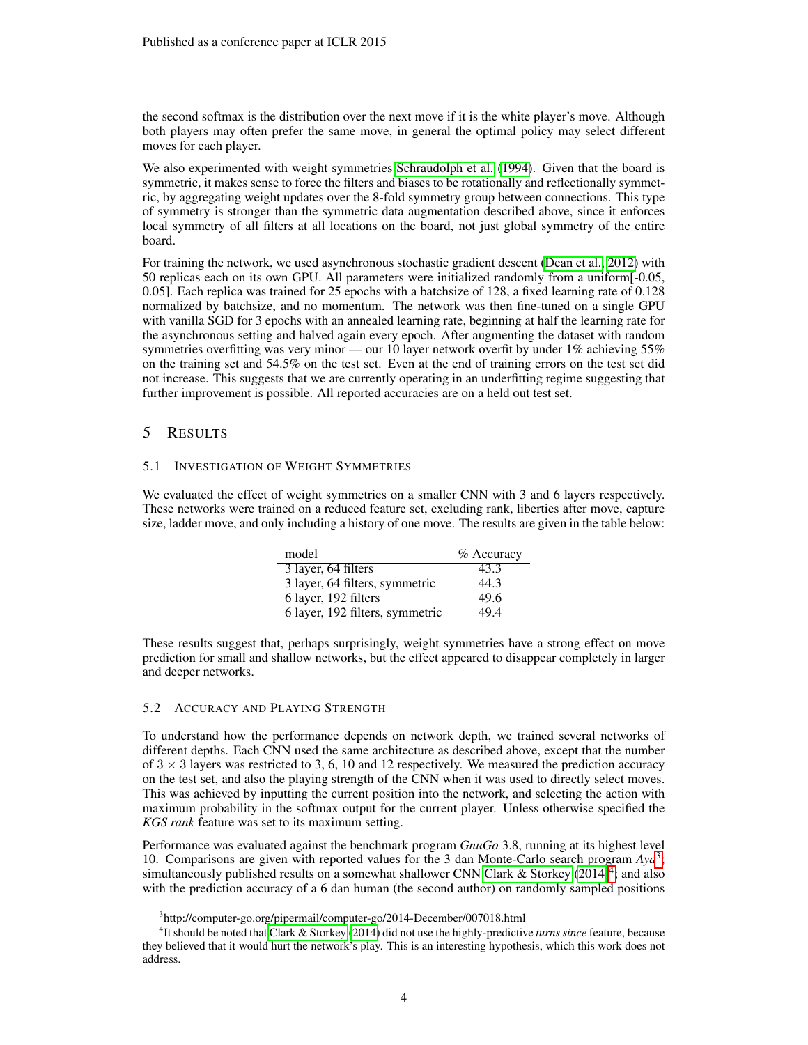the second softmax is the distribution over the next move if it is the white player's move. Although both players may often prefer the same move, in general the optimal policy may select different moves for each player.

We also experimented with weight symmetries Schraudolph et al. (1994). Given that the board is symmetric, it makes sense to force the filters and biases to be rotationally and reflectionally symmetric, by aggregating weight updates over the 8-fold symmetry group between connections. This type of symmetry is stronger than the symmetric data augmentation described above, since it enforces local symmetry of all filters at all locations on the board, not just global symmetry of the entire board.

For training the network, we used asynchronous stochastic gradient descent (Dean et al., 2012) with 50 replicas each on its own GPU. All parameters were initialized randomly from a uniform[-0.05, 0.05]. Each replica was trained for 25 epochs with a batchsize of 128, a fixed learning rate of 0.128 normalized by batchsize, and no momentum. The network was then fine-tuned on a single GPU with vanilla SGD for 3 epochs with an annealed learning rate, beginning at half the learning rate for the asynchronous setting and halved again every epoch. After augmenting the dataset with random symmetries overfitting was very minor — our 10 layer network overfit by under 1% achieving 55% on the training set and 54.5% on the test set. Even at the end of training errors on the test set did not increase. This suggests that we are currently operating in an underfitting regime suggesting that further improvement is possible. All reported accuracies are on a held out test set.

## 5 Results

### 5.1 Investigation of Weight Symmetries

We evaluated the effect of weight symmetries on a smaller CNN with 3 and 6 layers respectively. These networks were trained on a reduced feature set, excluding rank, liberties after move, capture size, ladder move, and only including a history of one move. The results are given in the table below:

| model | % Accuracy |
|---|---|
| 3 layer, 64 filters | 43.3 |
| 3 layer, 64 filters, symmetric | 44.3 |
| 6 layer, 192 filters | 49.6 |
| 6 layer, 192 filters, symmetric | 49.4 |

These results suggest that, perhaps surprisingly, weight symmetries have a strong effect on move prediction for small and shallow networks, but the effect appeared to disappear completely in larger and deeper networks.

### 5.2 Accuracy and Playing Strength

To understand how the performance depends on network depth, we trained several networks of different depths. Each CNN used the same architecture as described above, except that the number of $3 \times 3$ layers was restricted to 3, 6, 10 and 12 respectively. We measured the prediction accuracy on the test set, and also the playing strength of the CNN when it was used to directly select moves. This was achieved by inputting the current position into the network, and selecting the action with maximum probability in the softmax output for the current player. Unless otherwise specified the *KGS rank* feature was set to its maximum setting.

Performance was evaluated against the benchmark program *GnuGo* 3.8, running at its highest level 10. Comparisons are given with reported values for the 3 dan Monte-Carlo search program *Aya*[3]; simultaneously published results on a somewhat shallower CNN Clark & Storkey (2014)[4], and also with the prediction accuracy of a 6 dan human (the second author) on randomly sampled positions

[3] http://computer-go.org/pipermail/computer-go/2014-December/007018.html

[4] It should be noted that Clark & Storkey (2014) did not use the highly-predictive *turns since* feature, because they believed that it would hurt the network's play. This is an interesting hypothesis, which this work does not address.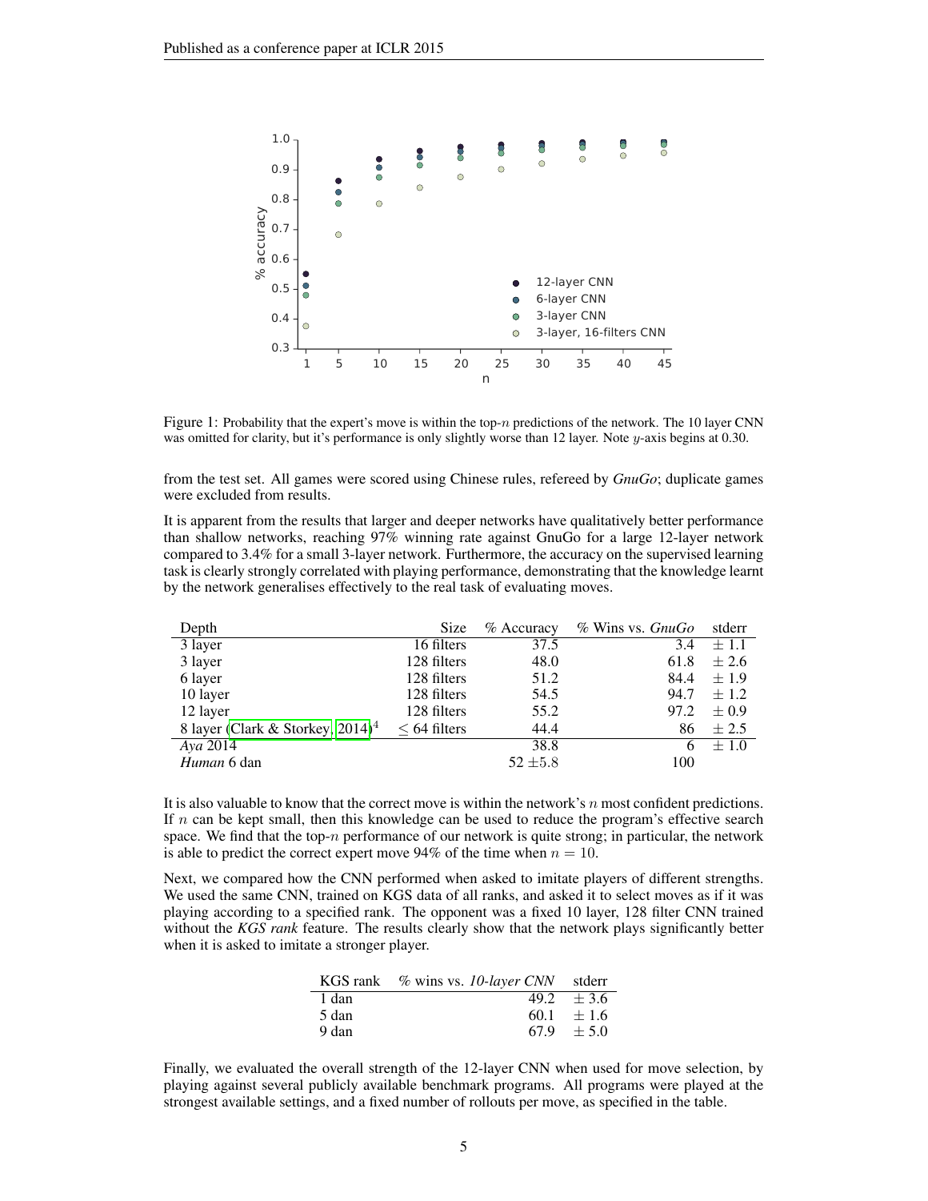Figure 1: Probability that the expert's move is within the top-$n$ predictions of the network. The 10 layer CNN was omitted for clarity, but it's performance is only slightly worse than 12 layer. Note $y$-axis begins at 0.30.

from the test set. All games were scored using Chinese rules, refereed by *GnuGo*; duplicate games were excluded from results.

It is apparent from the results that larger and deeper networks have qualitatively better performance than shallow networks, reaching 97% winning rate against GnuGo for a large 12-layer network compared to 3.4% for a small 3-layer network. Furthermore, the accuracy on the supervised learning task is clearly strongly correlated with playing performance, demonstrating that the knowledge learnt by the network generalises effectively to the real task of evaluating moves.

| Depth | Size | % Accuracy | % Wins vs. *GnuGo* | stderr |
|---|---|---|---|---|
| 3 layer | 16 filters | 37.5 | 3.4 | ± 1.1 |
| 3 layer | 128 filters | 48.0 | 61.8 | ± 2.6 |
| 6 layer | 128 filters | 51.2 | 84.4 | ± 1.9 |
| 10 layer | 128 filters | 54.5 | 94.7 | ± 1.2 |
| 12 layer | 128 filters | 55.2 | 97.2 | ± 0.9 |
| 8 layer (Clark & Storkey, 2014)[4] | ≤ 64 filters | 44.4 | 86 | ± 2.5 |
| *Aya* 2014 | | 38.8 | 6 | ± 1.0 |
| *Human* 6 dan | | 52 ±5.8 | 100 | |

It is also valuable to know that the correct move is within the network's $n$ most confident predictions. If $n$ can be kept small, then this knowledge can be used to reduce the program's effective search space. We find that the top-$n$ performance of our network is quite strong; in particular, the network is able to predict the correct expert move 94% of the time when $n = 10$.

Next, we compared how the CNN performed when asked to imitate players of different strengths. We used the same CNN, trained on KGS data of all ranks, and asked it to select moves as if it was playing according to a specified rank. The opponent was a fixed 10 layer, 128 filter CNN trained without the *KGS rank* feature. The results clearly show that the network plays significantly better when it is asked to imitate a stronger player.

| KGS rank | % wins vs. *10-layer CNN* | stderr |
|---|---|---|
| 1 dan | 49.2 | ± 3.6 |
| 5 dan | 60.1 | ± 1.6 |
| 9 dan | 67.9 | ± 5.0 |

Finally, we evaluated the overall strength of the 12-layer CNN when used for move selection, by playing against several publicly available benchmark programs. All programs were played at the strongest available settings, and a fixed number of rollouts per move, as specified in the table.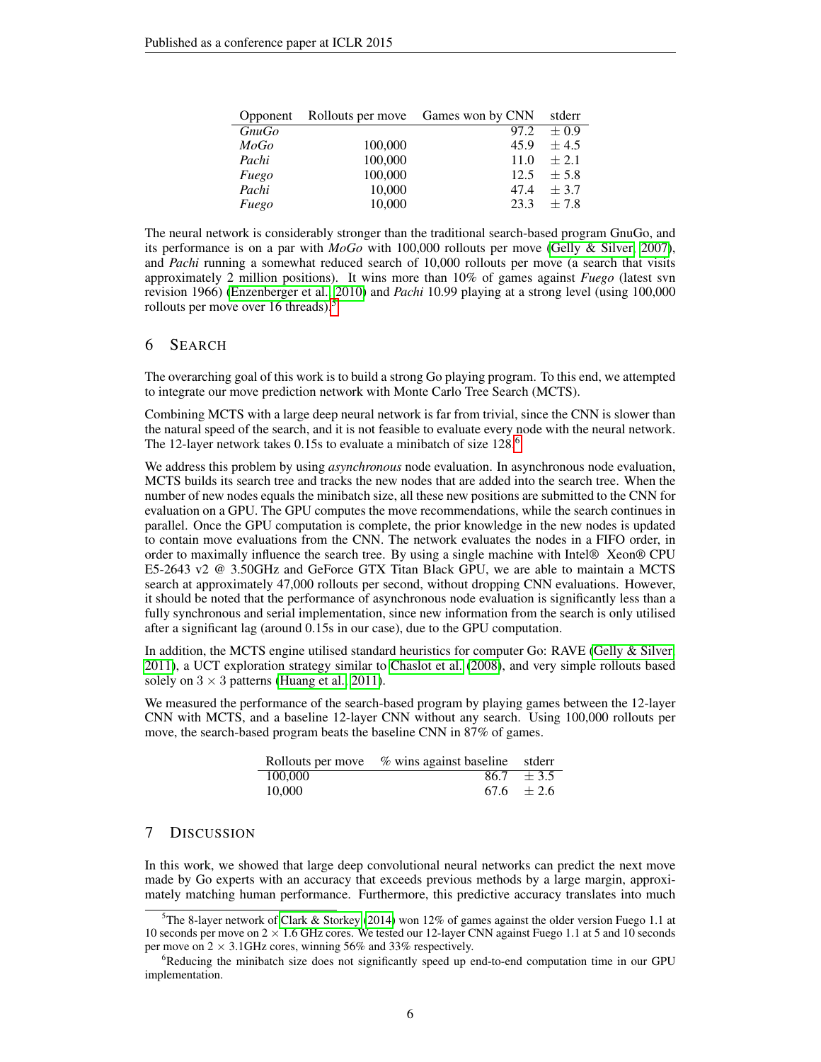| Opponent | Rollouts per move | Games won by CNN | stderr |
|---|---|---|---|
| *GnuGo* | | 97.2 | ± 0.9 |
| *MoGo* | 100,000 | 45.9 | ± 4.5 |
| *Pachi* | 100,000 | 11.0 | ± 2.1 |
| *Fuego* | 100,000 | 12.5 | ± 5.8 |
| *Pachi* | 10,000 | 47.4 | ± 3.7 |
| *Fuego* | 10,000 | 23.3 | ± 7.8 |

The neural network is considerably stronger than the traditional search-based program GnuGo, and its performance is on a par with *MoGo* with 100,000 rollouts per move (Gelly & Silver, 2007), and *Pachi* running a somewhat reduced search of 10,000 rollouts per move (a search that visits approximately 2 million positions). It wins more than 10% of games against *Fuego* (latest svn revision 1966) (Enzenberger et al., 2010) and *Pachi* 10.99 playing at a strong level (using 100,000 rollouts per move over 16 threads).[5]

## 6 SEARCH

The overarching goal of this work is to build a strong Go playing program. To this end, we attempted to integrate our move prediction network with Monte Carlo Tree Search (MCTS).

Combining MCTS with a large deep neural network is far from trivial, since the CNN is slower than the natural speed of the search, and it is not feasible to evaluate every node with the neural network. The 12-layer network takes 0.15s to evaluate a minibatch of size 128.[6]

We address this problem by using *asynchronous* node evaluation. In asynchronous node evaluation, MCTS builds its search tree and tracks the new nodes that are added into the search tree. When the number of new nodes equals the minibatch size, all these new positions are submitted to the CNN for evaluation on a GPU. The GPU computes the move recommendations, while the search continues in parallel. Once the GPU computation is complete, the prior knowledge in the new nodes is updated to contain move evaluations from the CNN. The network evaluates the nodes in a FIFO order, in order to maximally influence the search tree. By using a single machine with Intel® Xeon® CPU E5-2643 v2 @ 3.50GHz and GeForce GTX Titan Black GPU, we are able to maintain a MCTS search at approximately 47,000 rollouts per second, without dropping CNN evaluations. However, it should be noted that the performance of asynchronous node evaluation is significantly less than a fully synchronous and serial implementation, since new information from the search is only utilised after a significant lag (around 0.15s in our case), due to the GPU computation.

In addition, the MCTS engine utilised standard heuristics for computer Go: RAVE (Gelly & Silver, 2011), a UCT exploration strategy similar to Chaslot et al. (2008), and very simple rollouts based solely on $3 \times 3$ patterns (Huang et al., 2011).

We measured the performance of the search-based program by playing games between the 12-layer CNN with MCTS, and a baseline 12-layer CNN without any search. Using 100,000 rollouts per move, the search-based program beats the baseline CNN in 87% of games.

| Rollouts per move | % wins against baseline | stderr |
|---|---|---|
| 100,000 | 86.7 | ± 3.5 |
| 10,000 | 67.6 | ± 2.6 |

## 7 DISCUSSION

In this work, we showed that large deep convolutional neural networks can predict the next move made by Go experts with an accuracy that exceeds previous methods by a large margin, approximately matching human performance. Furthermore, this predictive accuracy translates into much

[5] The 8-layer network of Clark & Storkey (2014) won 12% of games against the older version Fuego 1.1 at 10 seconds per move on $2 \times 1.6$ GHz cores. We tested our 12-layer CNN against Fuego 1.1 at 5 and 10 seconds per move on $2 \times 3.1$GHz cores, winning 56% and 33% respectively.

[6] Reducing the minibatch size does not significantly speed up end-to-end computation time in our GPU implementation.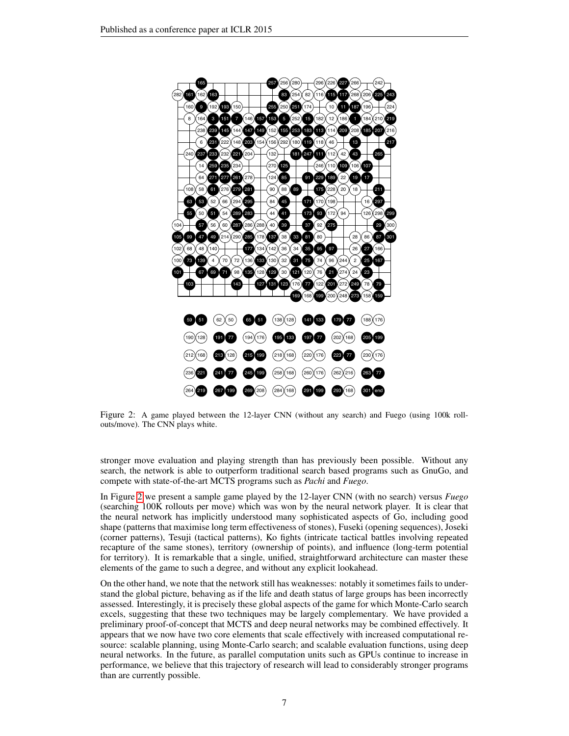Figure 2: A game played between the 12-layer CNN (without any search) and Fuego (using 100k rollouts/move). The CNN plays white.

stronger move evaluation and playing strength than has previously been possible. Without any search, the network is able to outperform traditional search based programs such as GnuGo, and compete with state-of-the-art MCTS programs such as *Pachi* and *Fuego*.

In Figure 2 we present a sample game played by the 12-layer CNN (with no search) versus *Fuego* (searching 100K rollouts per move) which was won by the neural network player. It is clear that the neural network has implicitly understood many sophisticated aspects of Go, including good shape (patterns that maximise long term effectiveness of stones), Fuseki (opening sequences), Joseki (corner patterns), Tesuji (tactical patterns), Ko fights (intricate tactical battles involving repeated recapture of the same stones), territory (ownership of points), and influence (long-term potential for territory). It is remarkable that a single, unified, straightforward architecture can master these elements of the game to such a degree, and without any explicit lookahead.

On the other hand, we note that the network still has weaknesses: notably it sometimes fails to understand the global picture, behaving as if the life and death status of large groups has been incorrectly assessed. Interestingly, it is precisely these global aspects of the game for which Monte-Carlo search excels, suggesting that these two techniques may be largely complementary. We have provided a preliminary proof-of-concept that MCTS and deep neural networks may be combined effectively. It appears that we now have two core elements that scale effectively with increased computational resource: scalable planning, using Monte-Carlo search; and scalable evaluation functions, using deep neural networks. In the future, as parallel computation units such as GPUs continue to increase in performance, we believe that this trajectory of research will lead to considerably stronger programs than are currently possible.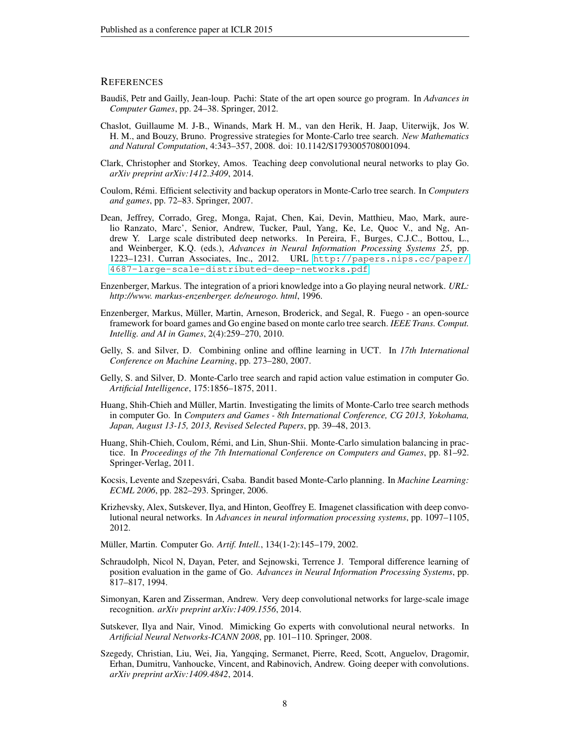## REFERENCES

Baudiš, Petr and Gailly, Jean-loup. Pachi: State of the art open source go program. In *Advances in Computer Games*, pp. 24–38. Springer, 2012.

Chaslot, Guillaume M. J-B., Winands, Mark H. M., van den Herik, H. Jaap, Uiterwijk, Jos W. H. M., and Bouzy, Bruno. Progressive strategies for Monte-Carlo tree search. *New Mathematics and Natural Computation*, 4:343–357, 2008. doi: 10.1142/S1793005708001094.

Clark, Christopher and Storkey, Amos. Teaching deep convolutional neural networks to play Go. *arXiv preprint arXiv:1412.3409*, 2014.

Coulom, Rémi. Efficient selectivity and backup operators in Monte-Carlo tree search. In *Computers and games*, pp. 72–83. Springer, 2007.

Dean, Jeffrey, Corrado, Greg, Monga, Rajat, Chen, Kai, Devin, Matthieu, Mao, Mark, aurelio Ranzato, Marc', Senior, Andrew, Tucker, Paul, Yang, Ke, Le, Quoc V., and Ng, Andrew Y. Large scale distributed deep networks. In Pereira, F., Burges, C.J.C., Bottou, L., and Weinberger, K.Q. (eds.), *Advances in Neural Information Processing Systems 25*, pp. 1223–1231. Curran Associates, Inc., 2012. URL http://papers.nips.cc/paper/4687-large-scale-distributed-deep-networks.pdf.

Enzenberger, Markus. The integration of a priori knowledge into a Go playing neural network. *URL: http://www. markus-enzenberger. de/neurogo. html*, 1996.

Enzenberger, Markus, Müller, Martin, Arneson, Broderick, and Segal, R. Fuego - an open-source framework for board games and Go engine based on monte carlo tree search. *IEEE Trans. Comput. Intellig. and AI in Games*, 2(4):259–270, 2010.

Gelly, S. and Silver, D. Combining online and offline learning in UCT. In *17th International Conference on Machine Learning*, pp. 273–280, 2007.

Gelly, S. and Silver, D. Monte-Carlo tree search and rapid action value estimation in computer Go. *Artificial Intelligence*, 175:1856–1875, 2011.

Huang, Shih-Chieh and Müller, Martin. Investigating the limits of Monte-Carlo tree search methods in computer Go. In *Computers and Games - 8th International Conference, CG 2013, Yokohama, Japan, August 13-15, 2013, Revised Selected Papers*, pp. 39–48, 2013.

Huang, Shih-Chieh, Coulom, Rémi, and Lin, Shun-Shii. Monte-Carlo simulation balancing in practice. In *Proceedings of the 7th International Conference on Computers and Games*, pp. 81–92. Springer-Verlag, 2011.

Kocsis, Levente and Szepesvári, Csaba. Bandit based Monte-Carlo planning. In *Machine Learning: ECML 2006*, pp. 282–293. Springer, 2006.

Krizhevsky, Alex, Sutskever, Ilya, and Hinton, Geoffrey E. Imagenet classification with deep convolutional neural networks. In *Advances in neural information processing systems*, pp. 1097–1105, 2012.

Müller, Martin. Computer Go. *Artif. Intell.*, 134(1-2):145–179, 2002.

Schraudolph, Nicol N, Dayan, Peter, and Sejnowski, Terrence J. Temporal difference learning of position evaluation in the game of Go. *Advances in Neural Information Processing Systems*, pp. 817–817, 1994.

Simonyan, Karen and Zisserman, Andrew. Very deep convolutional networks for large-scale image recognition. *arXiv preprint arXiv:1409.1556*, 2014.

Sutskever, Ilya and Nair, Vinod. Mimicking Go experts with convolutional neural networks. In *Artificial Neural Networks-ICANN 2008*, pp. 101–110. Springer, 2008.

Szegedy, Christian, Liu, Wei, Jia, Yangqing, Sermanet, Pierre, Reed, Scott, Anguelov, Dragomir, Erhan, Dumitru, Vanhoucke, Vincent, and Rabinovich, Andrew. Going deeper with convolutions. *arXiv preprint arXiv:1409.4842*, 2014.